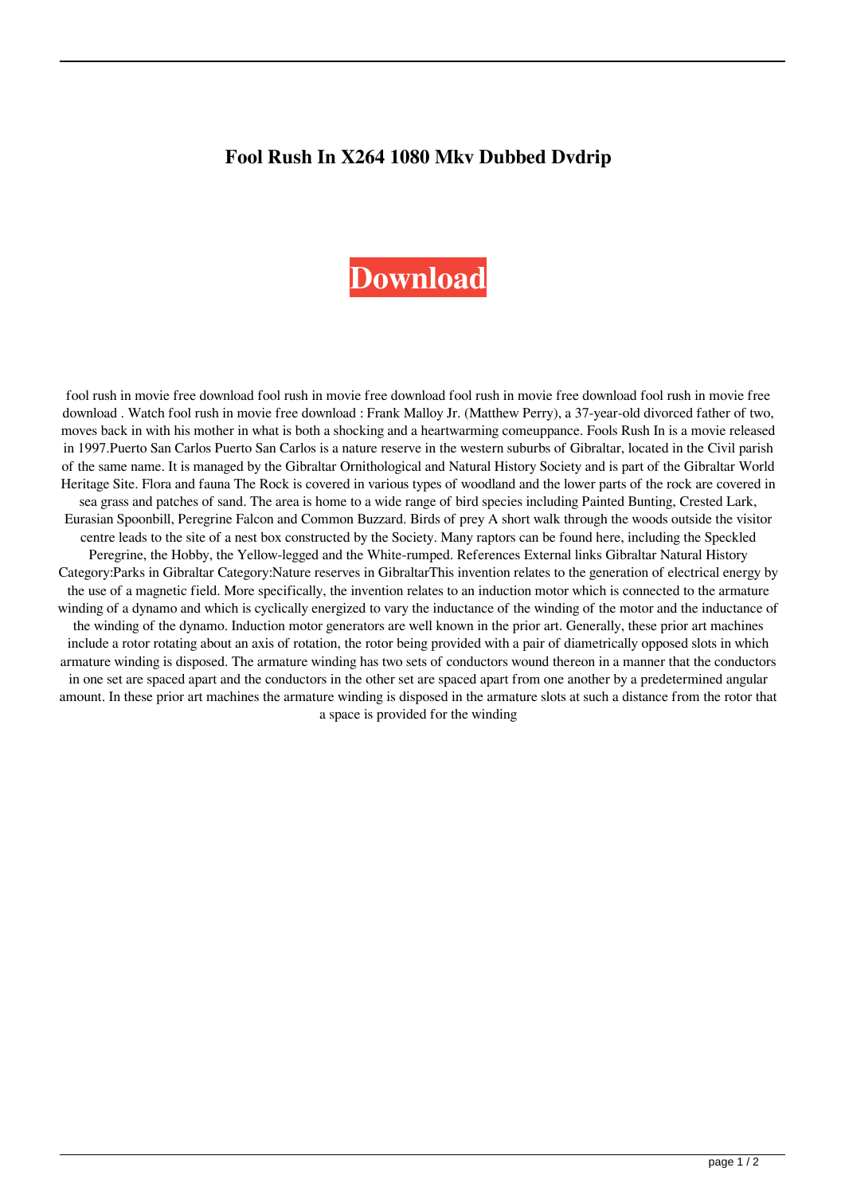# Fool Rush In X264 1080 Mkv Dubbed Dvdrip

**Download**

fool rush in movie free download fool rush in movie free download fool rush in movie free download fool rush in movie free download . Watch fool rush in movie free download : Frank Malloy Jr. (Matthew Perry), a 37-year-old divorced father of two, moves back in with his mother in what is both a shocking and a heartwarming comeuppance. Fools Rush In is a movie released in 1997.Puerto San Carlos Puerto San Carlos is a nature reserve in the western suburbs of Gibraltar, located in the Civil parish of the same name. It is managed by the Gibraltar Ornithological and Natural History Society and is part of the Gibraltar World Heritage Site. Flora and fauna The Rock is covered in various types of woodland and the lower parts of the rock are covered in sea grass and patches of sand. The area is home to a wide range of bird species including Painted Bunting, Crested Lark, Eurasian Spoonbill, Peregrine Falcon and Common Buzzard. Birds of prey A short walk through the woods outside the visitor centre leads to the site of a nest box constructed by the Society. Many raptors can be found here, including the Speckled Peregrine, the Hobby, the Yellow-legged and the White-rumped. References External links Gibraltar Natural History Category:Parks in Gibraltar Category:Nature reserves in GibraltarThis invention relates to the generation of electrical energy by the use of a magnetic field. More specifically, the invention relates to an induction motor which is connected to the armature winding of a dynamo and which is cyclically energized to vary the inductance of the winding of the motor and the inductance of the winding of the dynamo. Induction motor generators are well known in the prior art. Generally, these prior art machines include a rotor rotating about an axis of rotation, the rotor being provided with a pair of diametrically opposed slots in which armature winding is disposed. The armature winding has two sets of conductors wound thereon in a manner that the conductors in one set are spaced apart and the conductors in the other set are spaced apart from one another by a predetermined angular amount. In these prior art machines the armature winding is disposed in the armature slots at such a distance from the rotor that a space is provided for the winding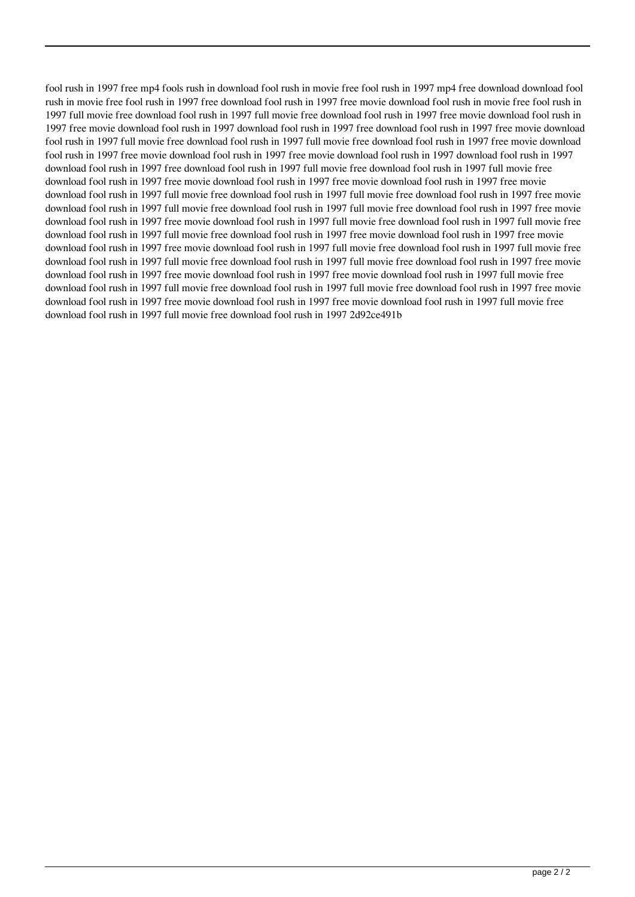fool rush in 1997 free mp4 fools rush in download fool rush in movie free fool rush in 1997 mp4 free download download fool rush in movie free fool rush in 1997 free download fool rush in 1997 free movie download fool rush in movie free fool rush in 1997 full movie free download fool rush in 1997 full movie free download fool rush in 1997 free movie download fool rush in 1997 free movie download fool rush in 1997 download fool rush in 1997 free download fool rush in 1997 free movie download fool rush in 1997 full movie free download fool rush in 1997 full movie free download fool rush in 1997 free movie download fool rush in 1997 free movie download fool rush in 1997 free movie download fool rush in 1997 download fool rush in 1997 download fool rush in 1997 free download fool rush in 1997 full movie free download fool rush in 1997 full movie free download fool rush in 1997 free movie download fool rush in 1997 free movie download fool rush in 1997 free movie download fool rush in 1997 full movie free download fool rush in 1997 full movie free download fool rush in 1997 free movie download fool rush in 1997 full movie free download fool rush in 1997 full movie free download fool rush in 1997 free movie download fool rush in 1997 free movie download fool rush in 1997 full movie free download fool rush in 1997 full movie free download fool rush in 1997 full movie free download fool rush in 1997 free movie download fool rush in 1997 free movie download fool rush in 1997 free movie download fool rush in 1997 full movie free download fool rush in 1997 full movie free download fool rush in 1997 full movie free download fool rush in 1997 full movie free download fool rush in 1997 free movie download fool rush in 1997 free movie download fool rush in 1997 free movie download fool rush in 1997 full movie free download fool rush in 1997 full movie free download fool rush in 1997 full movie free download fool rush in 1997 free movie download fool rush in 1997 free movie download fool rush in 1997 free movie download fool rush in 1997 full movie free download fool rush in 1997 full movie free download fool rush in 1997 2d92ce491b